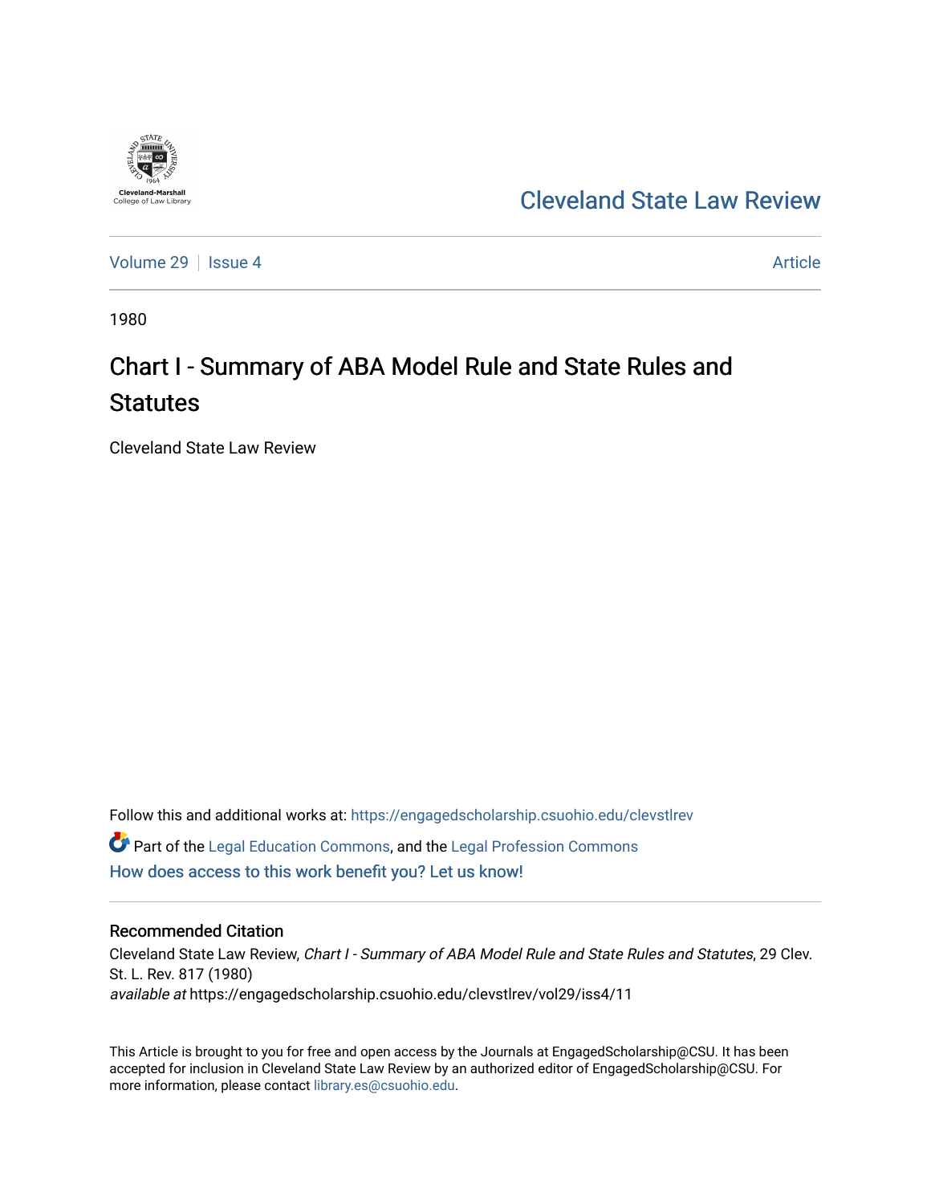Cleveland-Marshall College of Law Library

# Cleveland State Law Review

Volume 29 | Issue 4 | Article

1980

## Chart I - Summary of ABA Model Rule and State Rules and Statutes

Cleveland State Law Review

Follow this and additional works at: https://engagedscholarship.csuohio.edu/clevstlrev

Part of the Legal Education Commons, and the Legal Profession Commons

How does access to this work benefit you? Let us know!

### Recommended Citation

Cleveland State Law Review, *Chart I - Summary of ABA Model Rule and State Rules and Statutes*, 29 Clev. St. L. Rev. 817 (1980)

*available at* https://engagedscholarship.csuohio.edu/clevstlrev/vol29/iss4/11

This Article is brought to you for free and open access by the Journals at EngagedScholarship@CSU. It has been accepted for inclusion in Cleveland State Law Review by an authorized editor of EngagedScholarship@CSU. For more information, please contact library.es@csuohio.edu.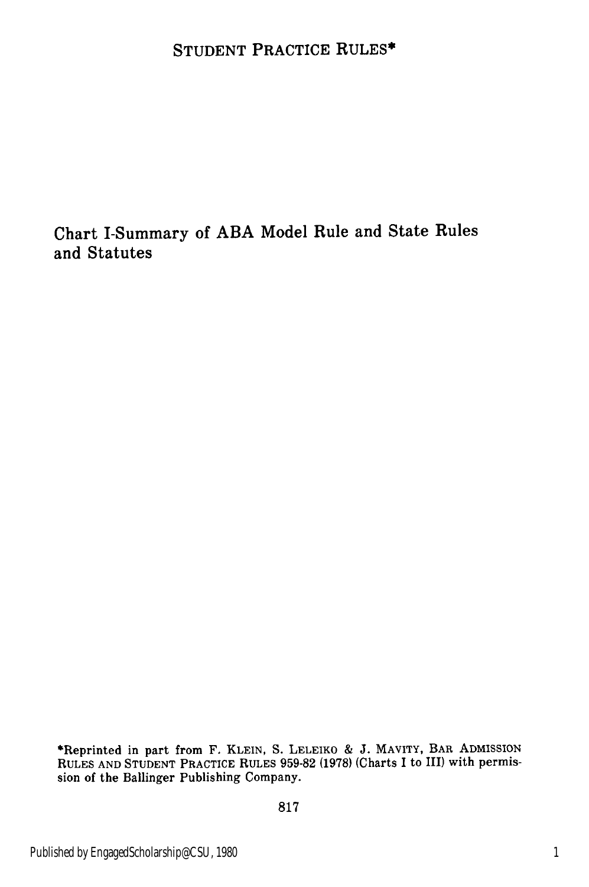# STUDENT PRACTICE RULES*

## Chart I-Summary of ABA Model Rule and State Rules and Statutes

*Reprinted in part from F. KLEIN, S. LELEIKO & J. MAVITY, BAR ADMISSION RULES AND STUDENT PRACTICE RULES 959-82 (1978) (Charts I to III) with permission of the Ballinger Publishing Company.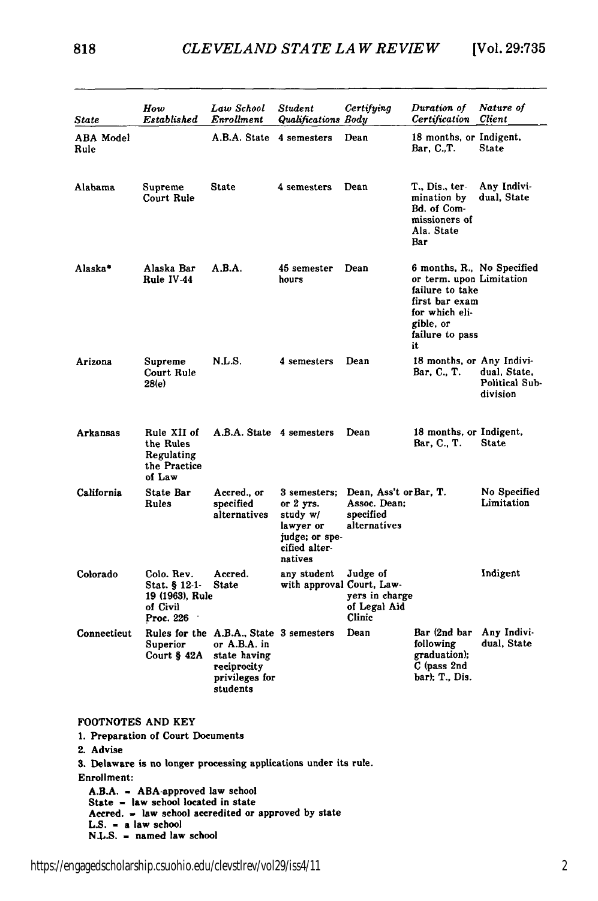| State | How Established | Law School Enrollment | Student Qualifications | Certifying Body | Duration of Certification | Nature of Client |
|---|---|---|---|---|---|---|
| ABA Model Rule | | A.B.A. State | 4 semesters | Dean | 18 months, or Bar, C.,T. | Indigent, State |
| Alabama | Supreme Court Rule | State | 4 semesters | Dean | T., Dis., termination by Bd. of Commissioners of Ala. State Bar | Any Individual, State |
| Alaska* | Alaska Bar Rule IV-44 | A.B.A. | 45 semester hours | Dean | 6 months, R., or term. upon failure to take first bar exam for which eligible, or failure to pass it | No Specified Limitation |
| Arizona | Supreme Court Rule 28(e) | N.L.S. | 4 semesters | Dean | 18 months, or Bar, C., T. | Any Individual, State, Political Subdivision |
| Arkansas | Rule XII of the Rules Regulating the Practice of Law | A.B.A. State | 4 semesters | Dean | 18 months, or Bar, C., T. | Indigent, State |
| California | State Bar Rules | Accred., or specified alternatives | 3 semesters; or 2 yrs. study w/ lawyer or judge; or specified alternatives | Dean, Ass't or Assoc. Dean; specified alternatives | Bar, T. | No Specified Limitation |
| Colorado | Colo. Rev. Stat. § 12-1-19 (1963), Rule of Civil Proc. 226 | Accred. State | any student with approval | Judge of Court, Lawyers in charge of Legal Aid Clinic | | Indigent |
| Connecticut | Rules for the Superior Court § 42A | A.B.A., State or A.B.A. in state having reciprocity privileges for students | 3 semesters | Dean | Bar (2nd bar following graduation); C (pass 2nd bar); T., Dis. | Any Individual, State |

FOOTNOTES AND KEY

1. Preparation of Court Documents
2. Advise
3. Delaware is no longer processing applications under its rule.

Enrollment:

A.B.A. = ABA-approved law school
State = law school located in state
Accred. = law school accredited or approved by state
L.S. = a law school
N.L.S. = named law school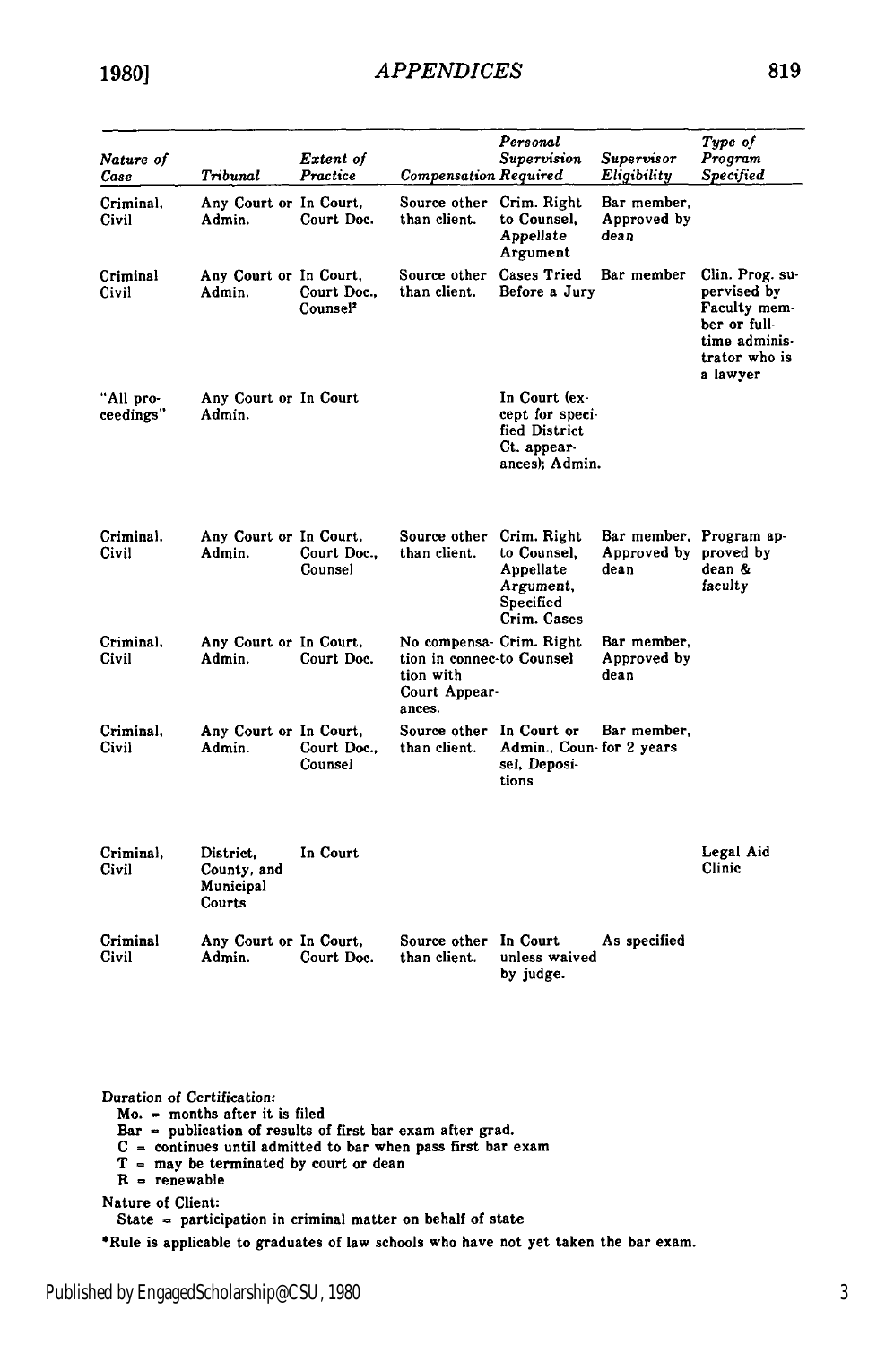| Nature of Case | Tribunal | Extent of Practice | Compensation Required | Personal Supervision Required | Supervisor Eligibility | Type of Program Specified |
|---|---|---|---|---|---|---|
| Criminal, Civil | Any Court or Admin. | In Court, Court Doc. | Source other than client. | Crim. Right to Counsel, Appellate Argument | Bar member, Approved by dean | |
| Criminal Civil | Any Court or Admin. | In Court, Court Doc., Counsel[2] | Source other than client. | Cases Tried Before a Jury | Bar member | Clin. Prog. supervised by Faculty member or full-time administrator who is a lawyer |
| "All proceedings" | Any Court or Admin. | In Court | | In Court (except for specified District Ct. appearances); Admin. | | |
| Criminal, Civil | Any Court or Admin. | In Court, Court Doc., Counsel | Source other than client. | Crim. Right to Counsel, Appellate Argument, Specified Crim. Cases | Bar member, Approved by dean | Program approved by dean & faculty |
| Criminal, Civil | Any Court or Admin. | In Court, Court Doc. | No compensation in connection with Court Appearances. | Crim. Right to Counsel | Bar member, Approved by dean | |
| Criminal, Civil | Any Court or Admin. | In Court, Court Doc., Counsel | Source other than client. | In Court or Admin., Counsel, Depositions | Bar member, for 2 years | |
| Criminal, Civil | District, County, and Municipal Courts | In Court | | | | Legal Aid Clinic |
| Criminal Civil | Any Court or Admin. | In Court, Court Doc. | Source other than client. | In Court unless waived by judge. | As specified | |

Duration of Certification:
- Mo. = months after it is filed
- Bar = publication of results of first bar exam after grad.
- C = continues until admitted to bar when pass first bar exam
- T = may be terminated by court or dean
- R = renewable

Nature of Client:
- State = participation in criminal matter on behalf of state

*Rule is applicable to graduates of law schools who have not yet taken the bar exam.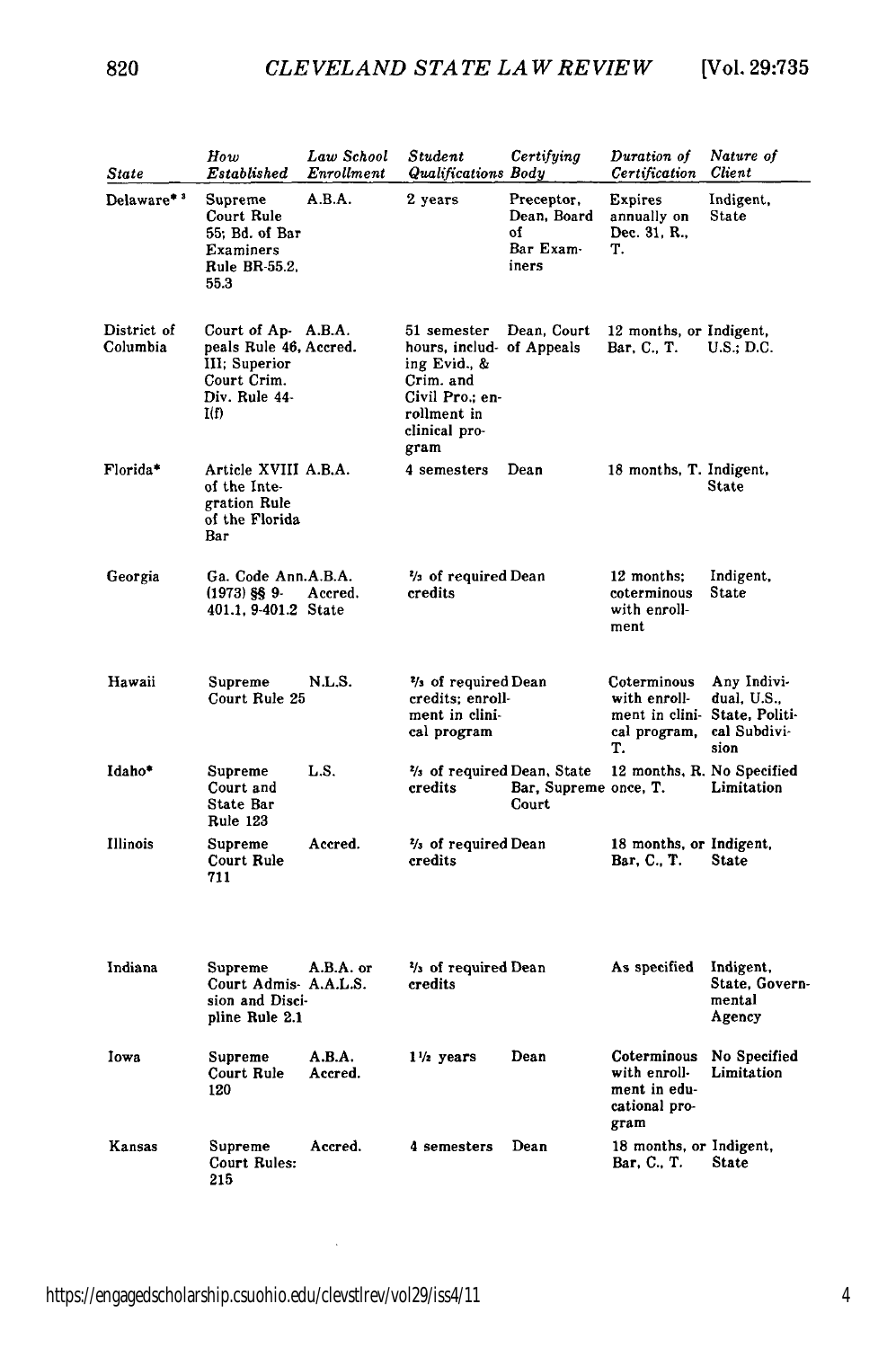| State | How Established | Law School Enrollment | Student Qualifications | Certifying Body | Duration of Certification | Nature of Client |
|---|---|---|---|---|---|---|
| Delaware* [3] | Supreme Court Rule 55; Bd. of Bar Examiners Rule BR-55.2, 55.3 | A.B.A. | 2 years | Preceptor, Dean, Board of Bar Examiners | Expires annually on Dec. 31, R., T. | Indigent, State |
| District of Columbia | Court of Appeals Rule 46, III; Superior Court Crim. Div. Rule 44-I(f) | A.B.A. Accred. | 51 semester hours, including Evid., & Crim. and Civil Pro.; enrollment in clinical program | Dean, Court of Appeals | 12 months, or Bar, C., T. | Indigent, U.S.; D.C. |
| Florida* | Article XVIII of the Integration Rule of the Florida Bar | A.B.A. | 4 semesters | Dean | 18 months, T. | Indigent, State |
| Georgia | Ga. Code Ann. (1973) §§ 9-401.1, 9-401.2 | A.B.A. Accred. State | ⅔ of required credits | Dean | 12 months; coterminous with enrollment | Indigent, State |
| Hawaii | Supreme Court Rule 25 | N.L.S. | ⅔ of required credits; enrollment in clinical program | Dean | Coterminous with enrollment in clinical program, T. | Any Individual, U.S., State, Political Subdivision |
| Idaho* | Supreme Court and State Bar Rule 123 | L.S. | ⅔ of required credits | Dean, State Bar, Supreme Court | 12 months, R. once, T. | No Specified Limitation |
| Illinois | Supreme Court Rule 711 | Accred. | ⅔ of required credits | Dean | 18 months, or Bar, C., T. | Indigent, State |
| Indiana | Supreme Court Admission and Discipline Rule 2.1 | A.B.A. or A.A.L.S. | ⅓ of required credits | Dean | As specified | Indigent, State, Governmental Agency |
| Iowa | Supreme Court Rule 120 | A.B.A. Accred. | 1½ years | Dean | Coterminous with enrollment in educational program | No Specified Limitation |
| Kansas | Supreme Court Rules: 215 | Accred. | 4 semesters | Dean | 18 months, or Bar, C., T. | Indigent, State |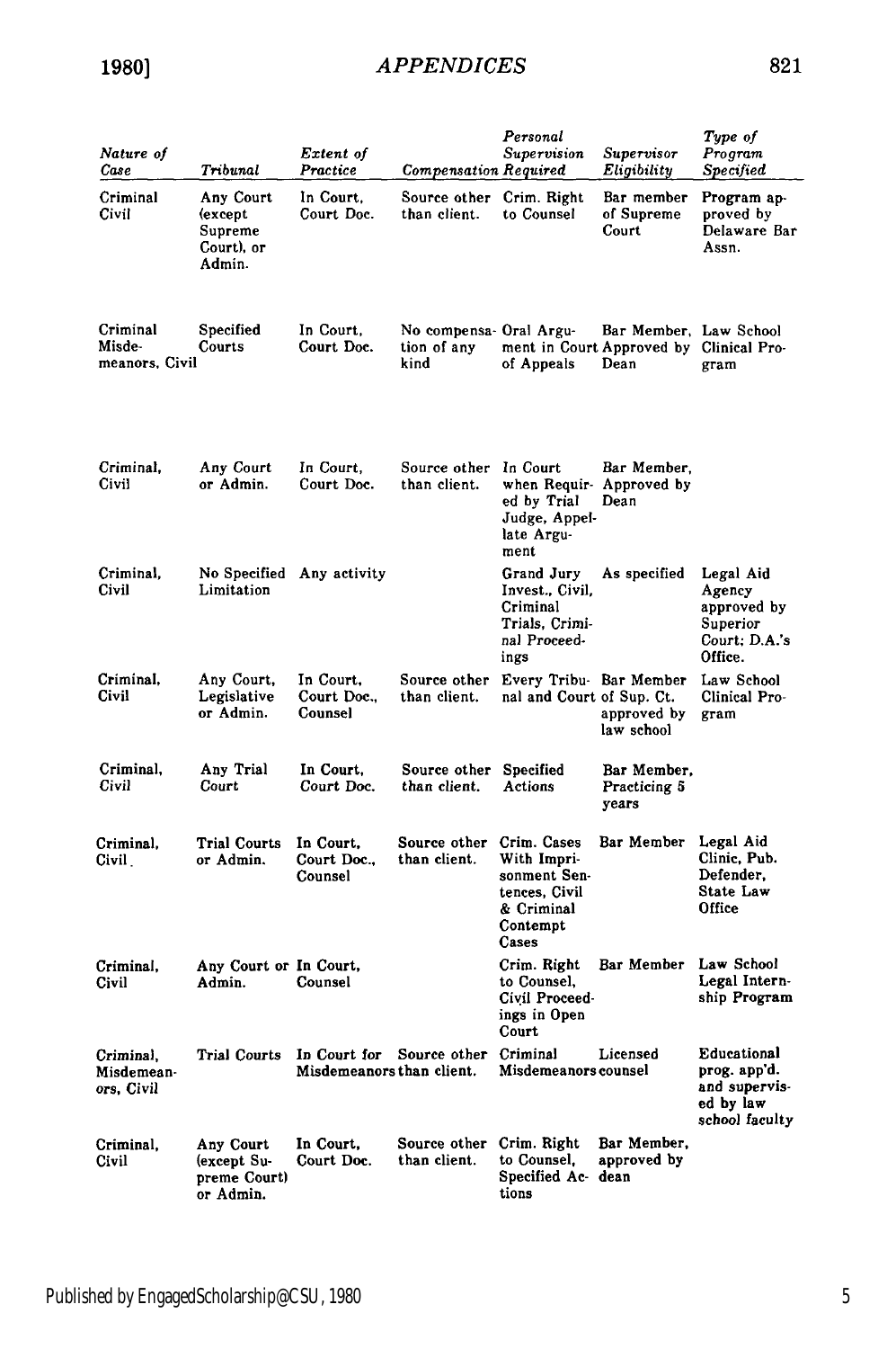| *Nature of Case* | *Tribunal* | *Extent of Practice* | *Compensation* | *Personal Supervision Required* | *Supervisor Eligibility* | *Type of Program Specified* |
|---|---|---|---|---|---|---|
| Criminal Civil | Any Court (except Supreme Court), or Admin. | In Court, Court Doc. | Source other than client. | Crim. Right to Counsel | Bar member of Supreme Court | Program approved by Delaware Bar Assn. |
| Criminal Misdemeanors, Civil | Specified Courts | In Court, Court Doc. | No compensation of any kind | Oral Argument in Court of Appeals | Bar Member, Approved by Dean | Law School Clinical Program |
| Criminal, Civil | Any Court or Admin. | In Court, Court Doc. | Source other than client. | In Court when Required by Trial Judge, Appellate Argument | Bar Member, Approved by Dean | |
| Criminal, Civil | No Specified Limitation | Any activity | | Grand Jury Invest., Civil, Criminal Trials, Criminal Proceedings | As specified | Legal Aid Agency approved by Superior Court; D.A.'s Office. |
| Criminal, Civil | Any Court, Legislative or Admin. | In Court, Court Doc., Counsel | Source other than client. | Every Tribunal and Court | Bar Member of Sup. Ct. approved by law school | Law School Clinical Program |
| Criminal, Civil | Any Trial Court | In Court, Court Doc. | Source other than client. | Specified Actions | Bar Member, Practicing 5 years | |
| Criminal, Civil | Trial Courts or Admin. | In Court, Court Doc., Counsel | Source other than client. | Crim. Cases With Imprisonment Sentences, Civil & Criminal Contempt Cases | Bar Member | Legal Aid Clinic, Pub. Defender, State Law Office |
| Criminal, Civil | Any Court or Admin. | In Court, Counsel | | Crim. Right to Counsel, Civil Proceedings in Open Court | Bar Member | Law School Legal Internship Program |
| Criminal, Misdemeanors, Civil | Trial Courts | In Court for Misdemeanors | Source other than client. | Criminal Misdemeanors | Licensed counsel | Educational prog. app'd. and supervised by law school faculty |
| Criminal, Civil | Any Court (except Supreme Court) or Admin. | In Court, Court Doc. | Source other than client. | Crim. Right to Counsel, Specified Actions | Bar Member, approved by dean | |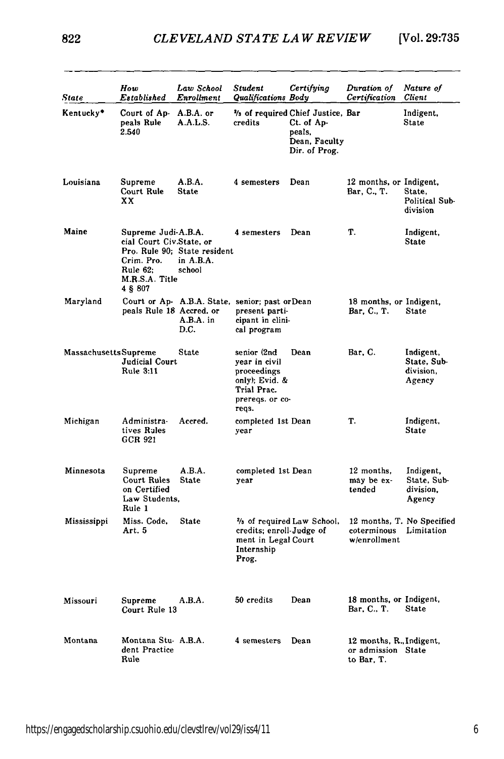| State | How Established | Law School Enrollment | Student Qualifications | Certifying Body | Duration of Certification | Nature of Client |
|---|---|---|---|---|---|---|
| Kentucky* | Court of Appeals Rule 2.540 | A.B.A. or A.A.L.S. | ⅔ of required credits | Chief Justice, Ct. of Appeals, Dean, Faculty Dir. of Prog. | Bar | Indigent, State |
| Louisiana | Supreme Court Rule XX | A.B.A. State | 4 semesters | Dean | 12 months, or Bar, C., T. | Indigent, State, Political Subdivision |
| Maine | Supreme Judicial Court Civ. Pro. Rule 90; Crim. Pro. Rule 62; M.R.S.A. Title 4 § 807 | A.B.A. State, or State resident in A.B.A. school | 4 semesters | Dean | T. | Indigent, State |
| Maryland | Court or Appeals Rule 18 | A.B.A. State, Accred. or A.B.A. in D.C. | senior; past or present participant in clinical program | Dean | 18 months, or Bar, C., T. | Indigent, State |
| Massachusetts | Supreme Judicial Court Rule 3:11 | State | senior (2nd year in civil proceedings only); Evid. & Trial Prac. prereqs. or coreqs. | Dean | Bar, C. | Indigent, State, Subdivision, Agency |
| Michigan | Administratives Rules GCR 921 | Accred. | completed 1st year | Dean | T. | Indigent, State |
| Minnesota | Supreme Court Rules on Certified Law Students, Rule 1 | A.B.A. State | completed 1st year | Dean | 12 months, may be extended | Indigent, State, Subdivision, Agency |
| Mississippi | Miss. Code, Art. 5 | State | ⅔ of required credits; enrollment in Legal Internship Prog. | Law School, Judge of Court | 12 months, T. coterminous w/enrollment | No Specified Limitation |
| Missouri | Supreme Court Rule 13 | A.B.A. | 50 credits | Dean | 18 months, or Bar, C., T. | Indigent, State |
| Montana | Montana Student Practice Rule | A.B.A. | 4 semesters | Dean | 12 months, R., or admission to Bar, T. | Indigent, State |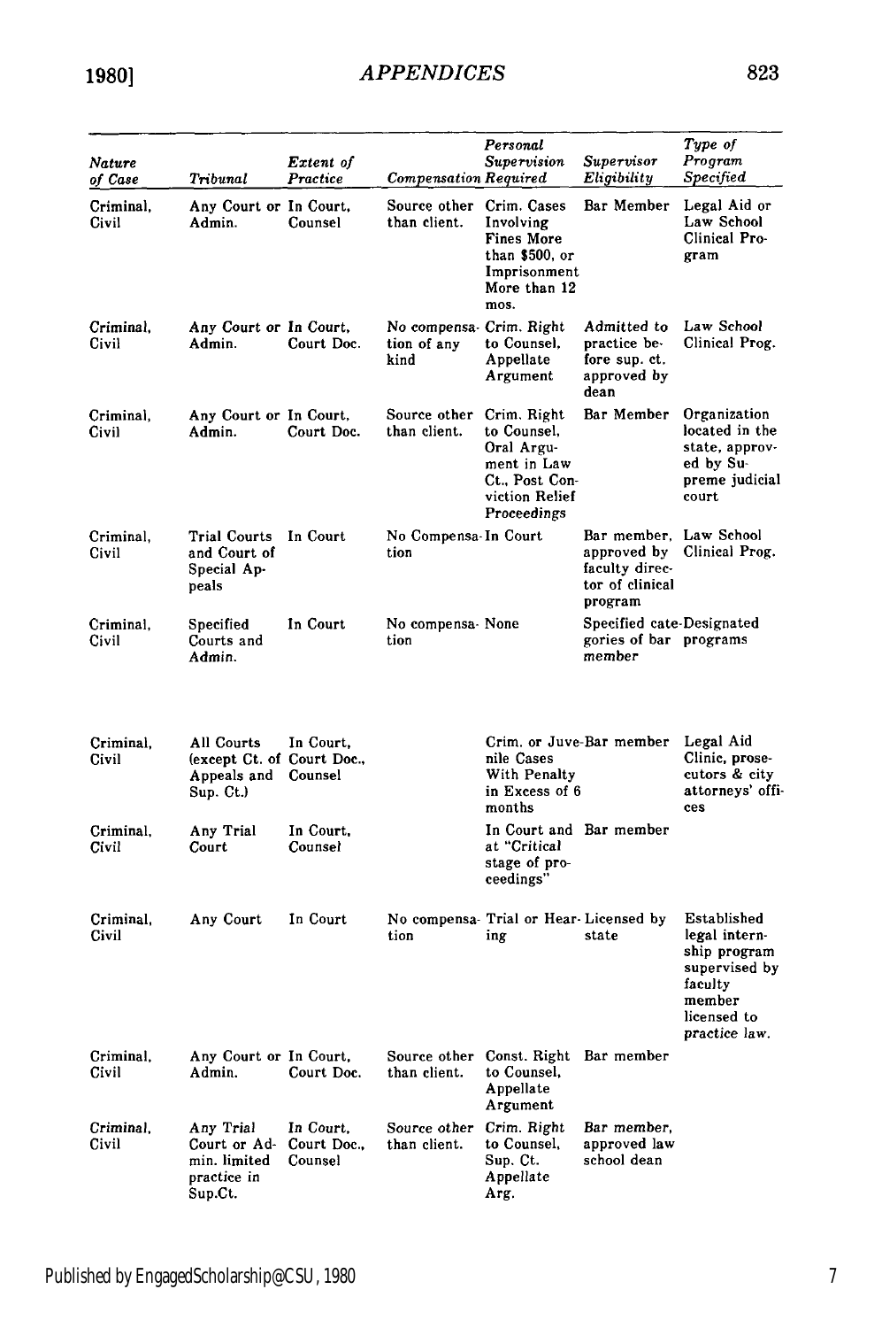| Nature of Case | Tribunal | Extent of Practice | Compensation | Personal Supervision Required | Supervisor Eligibility | Type of Program Specified |
|---|---|---|---|---|---|---|
| Criminal, Civil | Any Court or Admin. | In Court, Counsel | Source other than client. | Crim. Cases Involving Fines More than $500, or Imprisonment More than 12 mos. | Bar Member | Legal Aid or Law School Clinical Program |
| Criminal, Civil | Any Court or Admin. | In Court, Court Doc. | No compensation of any kind | Crim. Right to Counsel, Appellate Argument | Admitted to practice before sup. ct. approved by dean | Law School Clinical Prog. |
| Criminal, Civil | Any Court or Admin. | In Court, Court Doc. | Source other than client. | Crim. Right to Counsel, Oral Argument in Law Ct., Post Conviction Relief Proceedings | Bar Member | Organization located in the state, approved by Supreme judicial court |
| Criminal, Civil | Trial Courts and Court of Special Appeals | In Court | No Compensation | In Court | Bar member, approved by faculty director of clinical program | Law School Clinical Prog. |
| Criminal, Civil | Specified Courts and Admin. | In Court | No compensation | None | Specified categories of bar member | Designated programs |
| Criminal, Civil | All Courts (except Ct. of Appeals and Sup. Ct.) | In Court, Court Doc., Counsel | | Crim. or Juvenile Cases With Penalty in Excess of 6 months | Bar member | Legal Aid Clinic, prosecutors & city attorneys' offices |
| Criminal, Civil | Any Trial Court | In Court, Counsel | | In Court and at "Critical stage of proceedings" | Bar member | |
| Criminal, Civil | Any Court | In Court | No compensation | Trial or Hearing | Licensed by state | Established legal internship program supervised by faculty member licensed to practice law. |
| Criminal, Civil | Any Court or Admin. | In Court, Court Doc. | Source other than client. | Const. Right to Counsel, Appellate Argument | Bar member | |
| Criminal, Civil | Any Trial Court or Admin. limited practice in Sup.Ct. | In Court, Court Doc., Counsel | Source other than client. | Crim. Right to Counsel, Sup. Ct. Appellate Arg. | Bar member, approved law school dean | |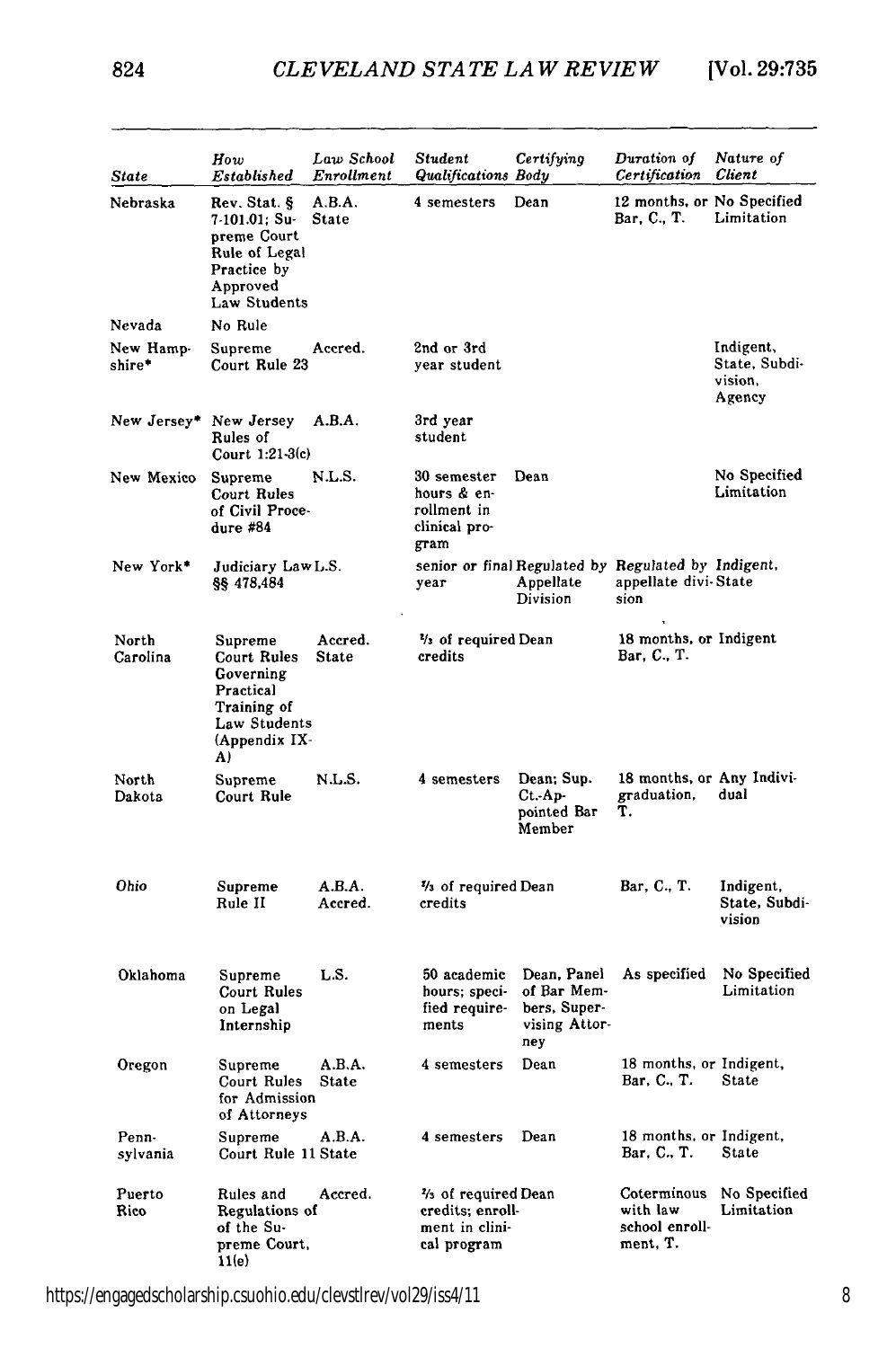| State | How Established | Law School Enrollment | Student Qualifications | Certifying Body | Duration of Certification | Nature of Client |
|---|---|---|---|---|---|---|
| Nebraska | Rev. Stat. § 7-101.01; Supreme Court Rule of Legal Practice by Approved Law Students | A.B.A. State | 4 semesters | Dean | 12 months, or Bar, C., T. | No Specified Limitation |
| Nevada | No Rule | | | | | |
| New Hampshire* | Supreme Court Rule 23 | Accred. | 2nd or 3rd year student | | | Indigent, State, Subdivision, Agency |
| New Jersey* | New Jersey Rules of Court 1:21-3(c) | A.B.A. | 3rd year student | | | |
| New Mexico | Supreme Court Rules of Civil Procedure #84 | N.L.S. | 30 semester hours & enrollment in clinical program | Dean | | No Specified Limitation |
| New York* | Judiciary Law §§ 478,484 | L.S. | senior or final year | Regulated by Appellate Division | Regulated by appellate division | Indigent, State |
| North Carolina | Supreme Court Rules Governing Practical Training of Law Students (Appendix IX-A) | Accred. State | ⅔ of required credits | Dean | 18 months, or Bar, C., T. | Indigent |
| North Dakota | Supreme Court Rule | N.L.S. | 4 semesters | Dean; Sup. Ct.-Appointed Bar Member | 18 months, or graduation, T. | Any Individual |
| Ohio | Supreme Rule II | A.B.A. Accred. | ⅔ of required credits | Dean | Bar, C., T. | Indigent, State, Subdivision |
| Oklahoma | Supreme Court Rules on Legal Internship | L.S. | 50 academic hours; specified requirements | Dean, Panel of Bar Members, Supervising Attorney | As specified | No Specified Limitation |
| Oregon | Supreme Court Rules for Admission of Attorneys | A.B.A. State | 4 semesters | Dean | 18 months, or Bar, C., T. | Indigent, State |
| Pennsylvania | Supreme Court Rule 11 | A.B.A. State | 4 semesters | Dean | 18 months, or Bar, C., T. | Indigent, State |
| Puerto Rico | Rules and Regulations of the Supreme Court, 11(e) | Accred. | ⅔ of required credits; enrollment in clinical program | Dean | Coterminous with law school enrollment, T. | No Specified Limitation |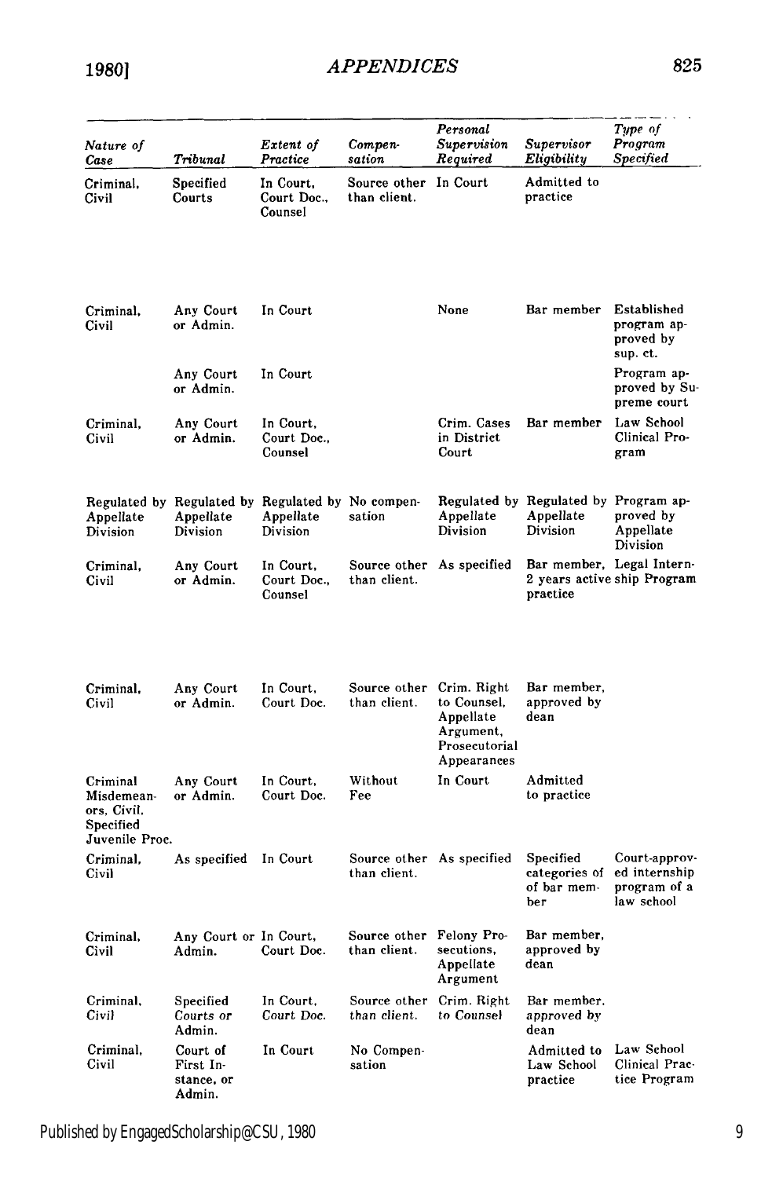| Nature of Case | Tribunal | Extent of Practice | Compensation | Personal Supervision Required | Supervisor Eligibility | Type of Program Specified |
|---|---|---|---|---|---|---|
| Criminal, Civil | Specified Courts | In Court, Court Doc., Counsel | Source other than client. | In Court | Admitted to practice | |
| Criminal, Civil | Any Court or Admin. | In Court | | None | Bar member | Established program approved by sup. ct. |
| | Any Court or Admin. | In Court | | | | Program approved by Supreme court |
| Criminal, Civil | Any Court or Admin. | In Court, Court Doc., Counsel | | Crim. Cases in District Court | Bar member | Law School Clinical Program |
| Regulated by Appellate Division | Regulated by Appellate Division | Regulated by Appellate Division | No compensation | Regulated by Appellate Division | Regulated by Appellate Division | Program approved by Appellate Division |
| Criminal, Civil | Any Court or Admin. | In Court, Court Doc., Counsel | Source other than client. | As specified | Bar member, 2 years active practice | Legal Internship Program |
| Criminal, Civil | Any Court or Admin. | In Court, Court Doc. | Source other than client. | Crim. Right to Counsel, Appellate Argument, Prosecutorial Appearances | Bar member, approved by dean | |
| Criminal Misdemeanors, Civil, Specified Juvenile Proc. | Any Court or Admin. | In Court, Court Doc. | Without Fee | In Court | Admitted to practice | |
| Criminal, Civil | As specified | In Court | Source other than client. | As specified | Specified categories of bar member | Court-approved internship program of a law school |
| Criminal, Civil | Any Court or Admin. | In Court, Court Doc. | Source other than client. | Felony Prosecutions, Appellate Argument | Bar member, approved by dean | |
| Criminal, Civil | Specified Courts or Admin. | In Court, Court Doc. | Source other than client. | Crim. Right to Counsel | Bar member, approved by dean | |
| Criminal, Civil | Court of First Instance, or Admin. | In Court | No Compensation | | Admitted to Law School practice | Law School Clinical Practice Program |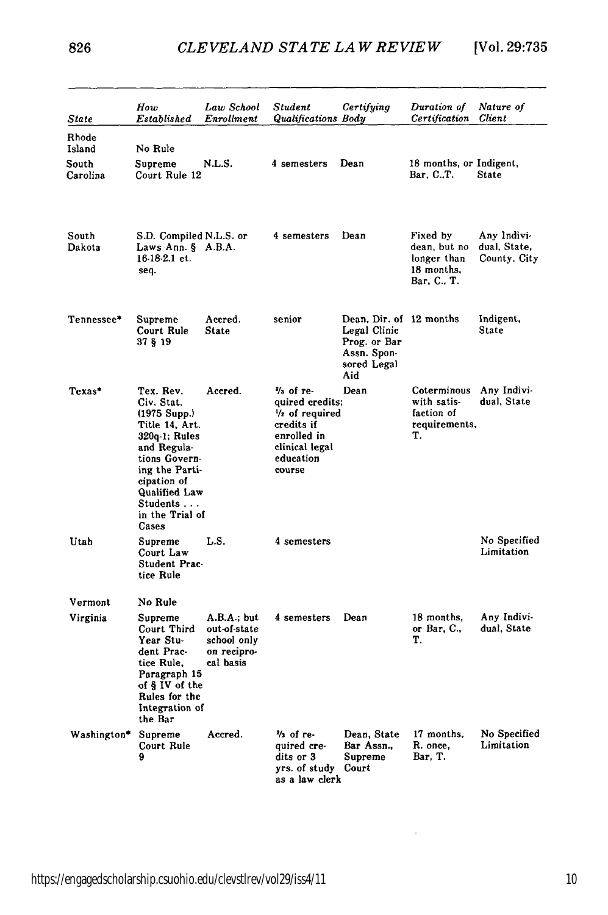| State | How Established | Law School Enrollment | Student Qualifications | Certifying Body | Duration of Certification | Nature of Client |
|---|---|---|---|---|---|---|
| Rhode Island | No Rule | | | | | |
| South Carolina | Supreme Court Rule 12 | N.L.S. | 4 semesters | Dean | 18 months, or Bar, C.,T. | Indigent, State |
| South Dakota | S.D. Compiled Laws Ann. § 16-18-2.1 et. seq. | N.L.S. or A.B.A. | 4 semesters | Dean | Fixed by dean, but no longer than 18 months, Bar, C., T. | Any Individual, State, County, City |
| Tennessee* | Supreme Court Rule 37 § 19 | Accred. State | senior | Dean, Dir. of Legal Clinic Prog. or Bar Assn. Sponsored Legal Aid | 12 months | Indigent, State |
| Texas* | Tex. Rev. Civ. Stat. (1975 Supp.) Title 14, Art. 320q-1; Rules and Regulations Governing the Participation of Qualified Law Students . . . in the Trial of Cases | Accred. | ⅔ of required credits; ½ of required credits if enrolled in clinical legal education course | Dean | Coterminous with satisfaction of requirements, T. | Any Individual, State |
| Utah | Supreme Court Law Student Practice Rule | L.S. | 4 semesters | | | No Specified Limitation |
| Vermont | No Rule | | | | | |
| Virginia | Supreme Court Third Year Student Practice Rule, Paragraph 15 of § IV of the Rules for the Integration of the Bar | A.B.A.; but out-of-state school only on reciprocal basis | 4 semesters | Dean | 18 months, or Bar, C., T. | Any Individual, State |
| Washington* | Supreme Court Rule 9 | Accred. | ⅔ of required credits or 3 yrs. of study as a law clerk | Dean, State Bar Assn., Supreme Court | 17 months, R. once, Bar, T. | No Specified Limitation |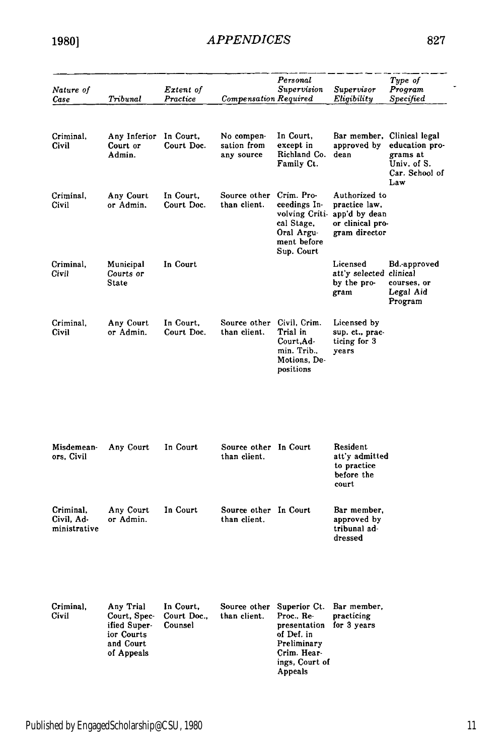| *Nature of Case* | *Tribunal* | *Extent of Practice* | *Compensation* | *Personal Supervision Required* | *Supervisor Eligibility* | *Type of Program Specified* |
|---|---|---|---|---|---|---|
| Criminal, Civil | Any Inferior Court or Admin. | In Court, Court Doc. | No compensation from any source | In Court, except in Richland Co. Family Ct. | Bar member, approved by dean | Clinical legal education programs at Univ. of S. Car. School of Law |
| Criminal, Civil | Any Court or Admin. | In Court, Court Doc. | Source other than client. | Crim. Proceedings Involving Critical Stage, Oral Argument before Sup. Court | Authorized to practice law, app'd by dean or clinical program director | |
| Criminal, Civil | Municipal Courts or State | In Court | | | Licensed att'y selected by the program | Bd.-approved clinical courses, or Legal Aid Program |
| Criminal, Civil | Any Court or Admin. | In Court, Court Doc. | Source other than client. | Civil, Crim. Trial in Court, Admin. Trib., Motions, Depositions | Licensed by sup. ct., practicing for 3 years | |
| Misdemeanors, Civil | Any Court | In Court | Source other than client. | In Court | Resident att'y admitted to practice before the court | |
| Criminal, Civil, Administrative | Any Court or Admin. | In Court | Source other than client. | In Court | Bar member, approved by tribunal addressed | |
| Criminal, Civil | Any Trial Court, Specified Superior Courts and Court of Appeals | In Court, Court Doc., Counsel | Source other than client. | Superior Ct. Proc., Representation of Def. in Preliminary Crim. Hearings, Court of Appeals | Bar member, practicing for 3 years | |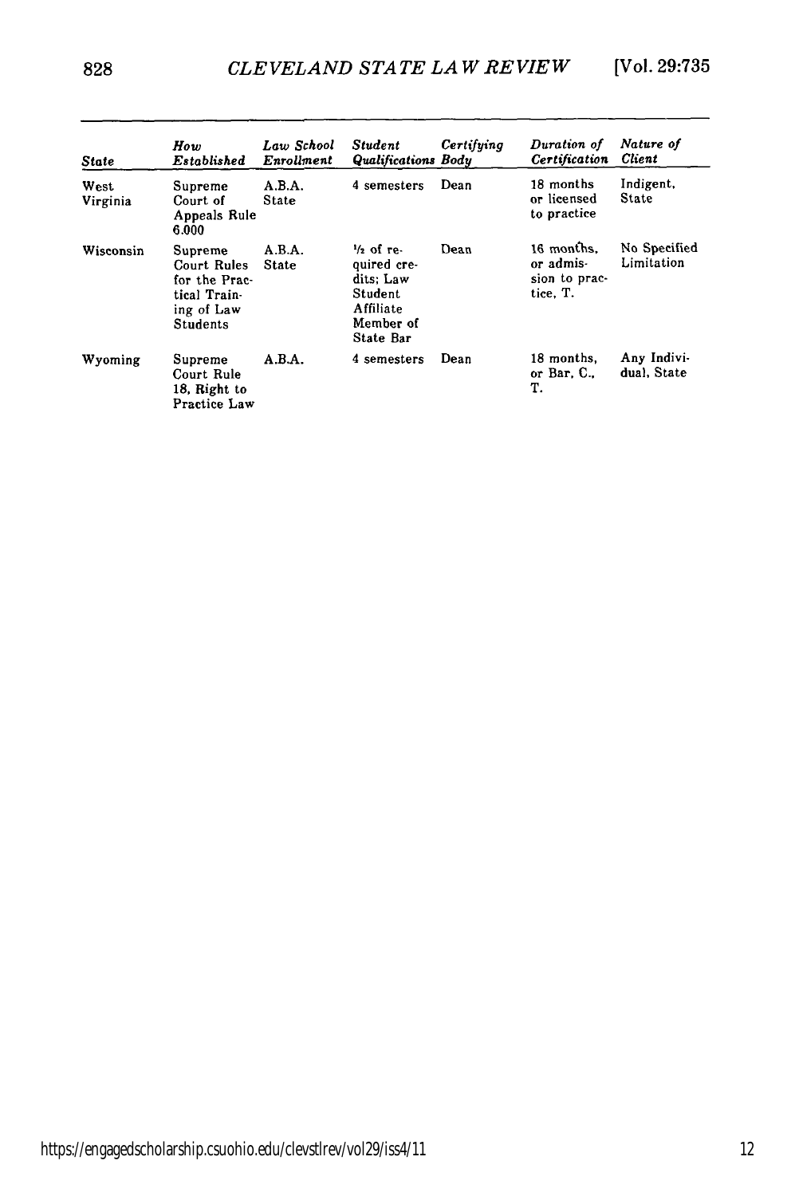| *State* | *How Established* | *Law School Enrollment* | *Student Qualifications* | *Certifying Body* | *Duration of Certification* | *Nature of Client* |
|---|---|---|---|---|---|---|
| West Virginia | Supreme Court of Appeals Rule 6.000 | A.B.A. State | 4 semesters | Dean | 18 months or licensed to practice | Indigent, State |
| Wisconsin | Supreme Court Rules for the Practical Training of Law Students | A.B.A. State | ½ of required credits; Law Student Affiliate Member of State Bar | Dean | 16 months, or admission to practice, T. | No Specified Limitation |
| Wyoming | Supreme Court Rule 18, Right to Practice Law | A.B.A. | 4 semesters | Dean | 18 months, or Bar, C., T. | Any Individual, State |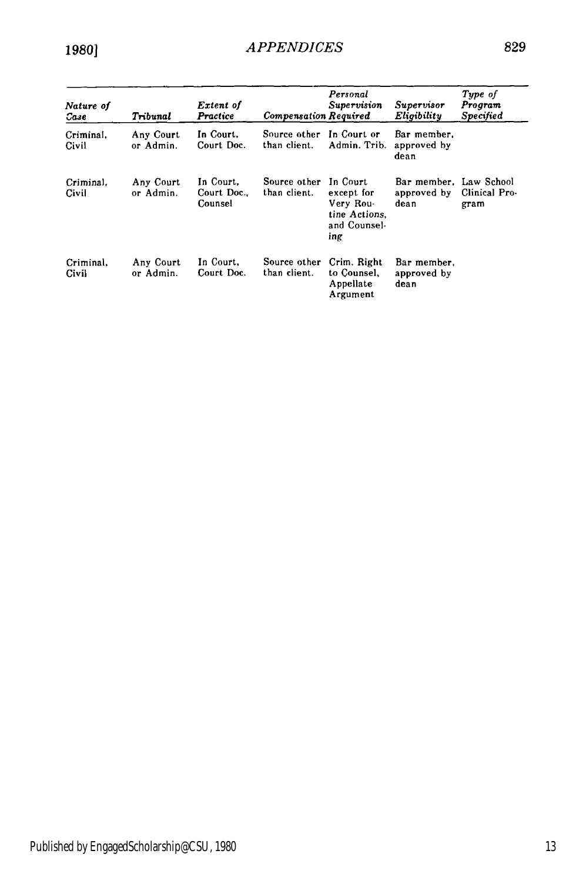| *Nature of Case* | *Tribunal* | *Extent of Practice* | *Compensation* | *Personal Supervision Required* | *Supervisor Eligibility* | *Type of Program Specified* |
|---|---|---|---|---|---|---|
| Criminal, Civil | Any Court or Admin. | In Court, Court Doc. | Source other than client. | In Court or Admin. Trib. | Bar member, approved by dean | |
| Criminal, Civil | Any Court or Admin. | In Court, Court Doc., Counsel | Source other than client. | In Court except for Very Routine Actions, and Counseling | Bar member, approved by dean | Law School Clinical Program |
| Criminal, Civil | Any Court or Admin. | In Court, Court Doc. | Source other than client. | Crim. Right to Counsel, Appellate Argument | Bar member, approved by dean | |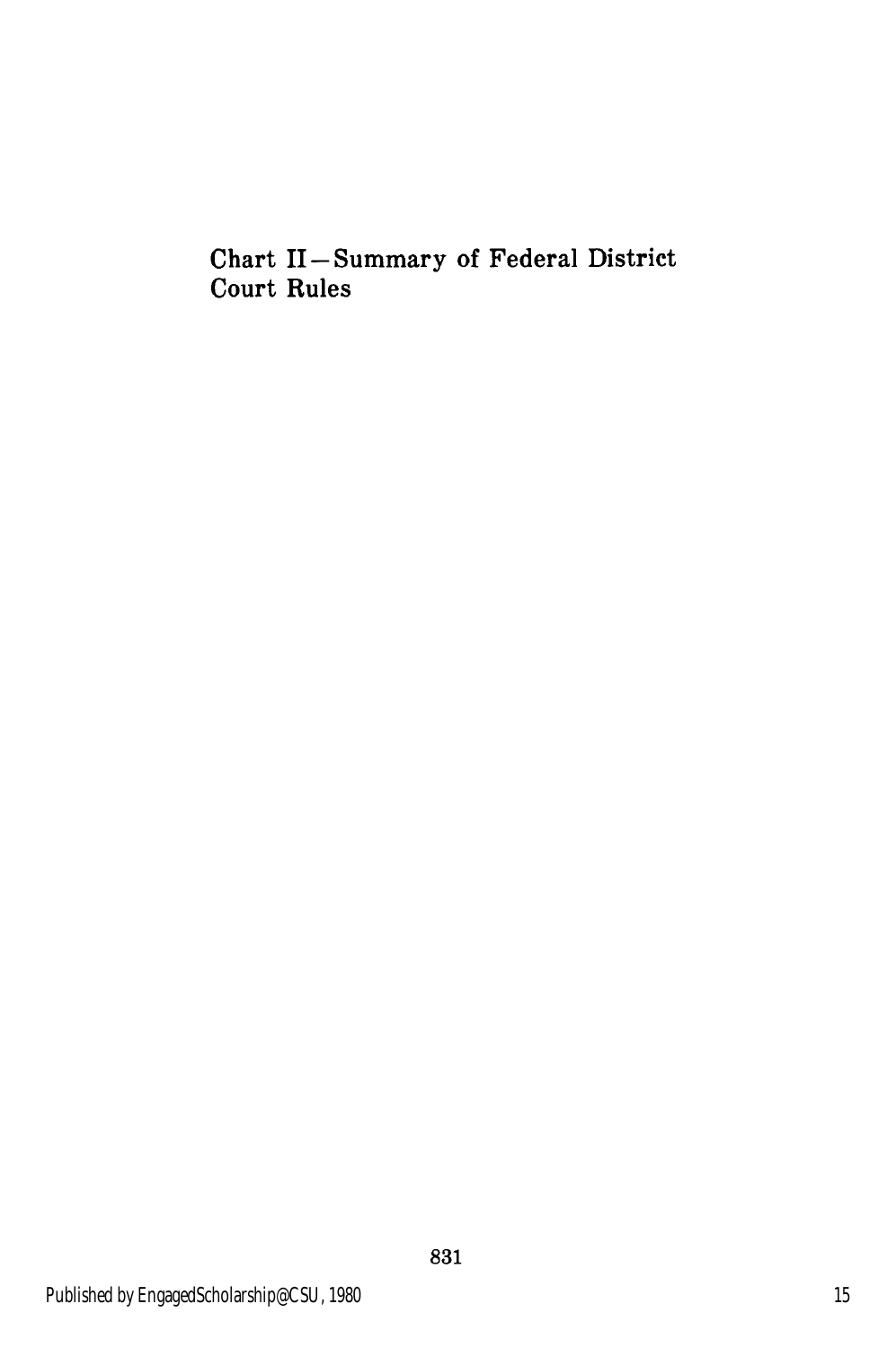## Chart II—Summary of Federal District Court Rules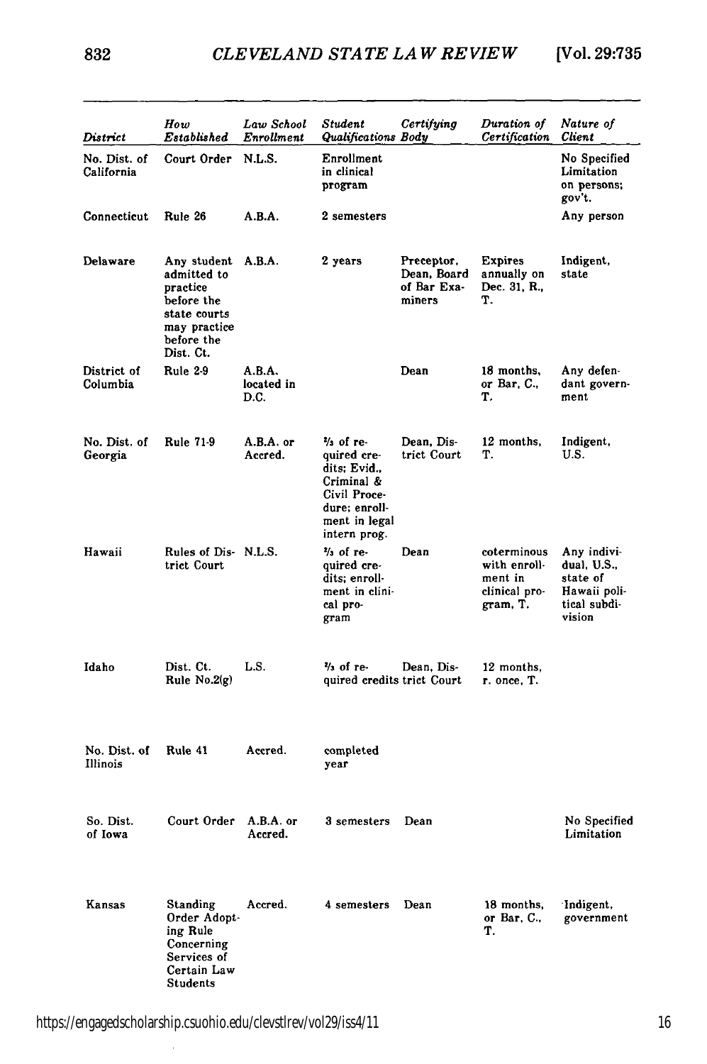| District | How Established | Law School Enrollment | Student Qualifications | Certifying Body | Duration of Certification | Nature of Client |
|---|---|---|---|---|---|---|
| No. Dist. of California | Court Order | N.L.S. | Enrollment in clinical program | | | No Specified Limitation on persons; gov't. |
| Connecticut | Rule 26 | A.B.A. | 2 semesters | | | Any person |
| Delaware | Any student admitted to practice before the state courts may practice before the Dist. Ct. | A.B.A. | 2 years | Preceptor, Dean, Board of Bar Examiners | Expires annually on Dec. 31, R., T. | Indigent, state |
| District of Columbia | Rule 2-9 | A.B.A. located in D.C. | | Dean | 18 months, or Bar, C., T. | Any defendant government |
| No. Dist. of Georgia | Rule 71-9 | A.B.A. or Accred. | ⅔ of required credits; Evid., Criminal & Civil Procedure; enrollment in legal intern prog. | Dean, District Court | 12 months, T. | Indigent, U.S. |
| Hawaii | Rules of District Court | N.L.S. | ⅔ of required credits; enrollment in clinical program | Dean | coterminous with enrollment in clinical program, T. | Any individual, U.S., state of Hawaii political subdivision |
| Idaho | Dist. Ct. Rule No.2(g) | L.S. | ⅔ of required credits | Dean, District Court | 12 months, r. once, T. | |
| No. Dist. of Illinois | Rule 41 | Accred. | completed year | | | |
| So. Dist. of Iowa | Court Order | A.B.A. or Accred. | 3 semesters | Dean | | No Specified Limitation |
| Kansas | Standing Order Adopting Rule Concerning Services of Certain Law Students | Accred. | 4 semesters | Dean | 18 months, or Bar, C., T. | Indigent, government |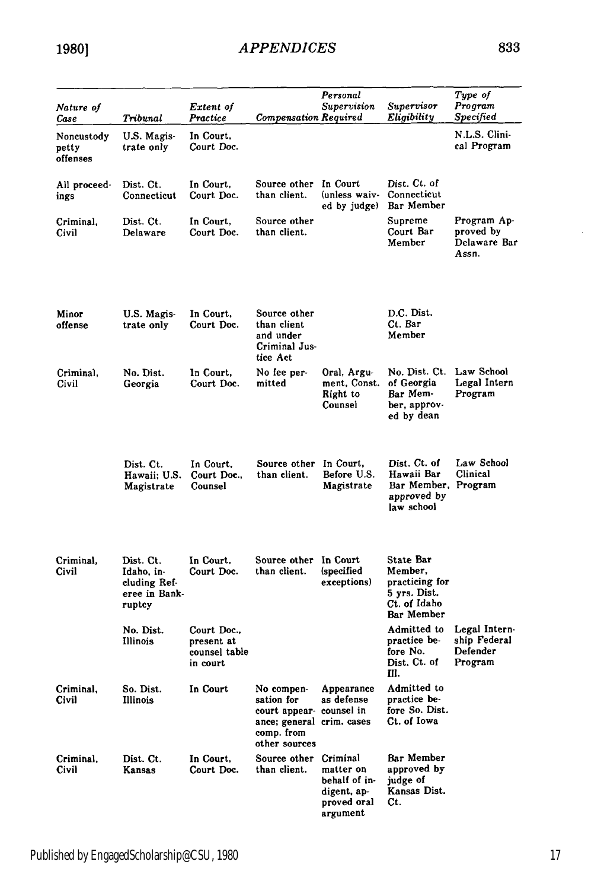| *Nature of Case* | *Tribunal* | *Extent of Practice* | *Compensation* | *Personal Supervision Required* | *Supervisor Eligibility* | *Type of Program Specified* |
|---|---|---|---|---|---|---|
| Noncustody petty offenses | U.S. Magistrate only | In Court, Court Doc. | | | | N.L.S. Clinical Program |
| All proceedings | Dist. Ct. Connecticut | In Court, Court Doc. | Source other than client. | In Court (unless waived by judge) | Dist. Ct. of Connecticut Bar Member | |
| Criminal, Civil | Dist. Ct. Delaware | In Court, Court Doc. | Source other than client. | | Supreme Court Bar Member | Program Approved by Delaware Bar Assn. |
| Minor offense | U.S. Magistrate only | In Court, Court Doc. | Source other than client and under Criminal Justice Act | | D.C. Dist. Ct. Bar Member | |
| Criminal, Civil | No. Dist. Georgia | In Court, Court Doc. | No fee permitted | Oral, Argument, Const. Right to Counsel | No. Dist. Ct. of Georgia Bar Member, approved by dean | Law School Legal Intern Program |
| | Dist. Ct. Hawaii; U.S. Magistrate | In Court, Court Doc., Counsel | Source other than client. | In Court, Before U.S. Magistrate | Dist. Ct. of Hawaii Bar Bar Member, approved by law school | Law School Clinical Program |
| Criminal, Civil | Dist. Ct. Idaho, including Referee in Bankruptcy | In Court, Court Doc. | Source other than client. | In Court (specified exceptions) | State Bar Member, practicing for 5 yrs. Dist. Ct. of Idaho Bar Member | |
| | No. Dist. Illinois | Court Doc., present at counsel table in court | | | Admitted to practice before No. Dist. Ct. of Ill. | Legal Internship Federal Defender Program |
| Criminal, Civil | So. Dist. Illinois | In Court | No compensation for court appearance; general comp. from other sources | Appearance as defense counsel in crim. cases | Admitted to practice before So. Dist. Ct. of Iowa | |
| Criminal, Civil | Dist. Ct. Kansas | In Court, Court Doc. | Source other than client. | Criminal matter on behalf of indigent, approved oral argument | Bar Member approved by judge of Kansas Dist. Ct. | |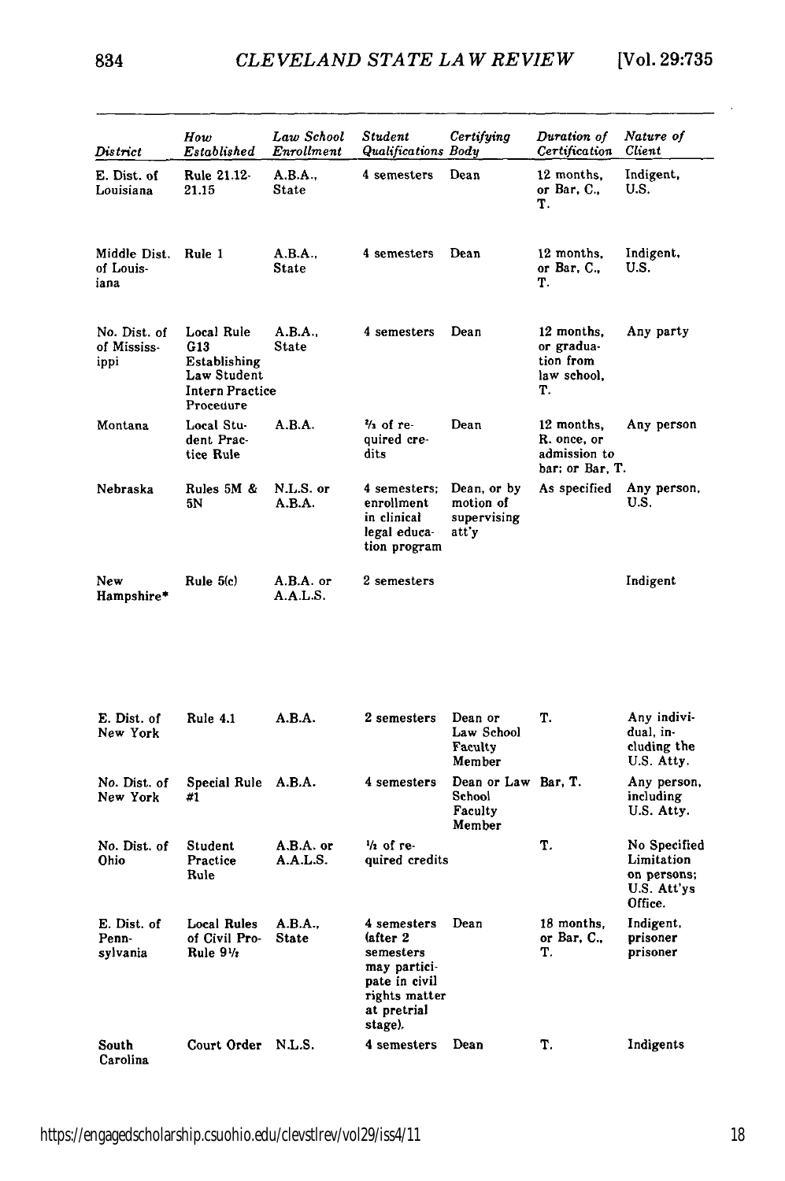| *District* | *How Established* | *Law School Enrollment* | *Student Qualifications* | *Certifying Body* | *Duration of Certification* | *Nature of Client* |
|---|---|---|---|---|---|---|
| E. Dist. of Louisiana | Rule 21.12-21.15 | A.B.A., State | 4 semesters | Dean | 12 months, or Bar, C., T. | Indigent, U.S. |
| Middle Dist. of Louisiana | Rule 1 | A.B.A., State | 4 semesters | Dean | 12 months, or Bar, C., T. | Indigent, U.S. |
| No. Dist. of Mississippi | Local Rule G13 Establishing Law Student Intern Practice Procedure | A.B.A., State | 4 semesters | Dean | 12 months, or graduation from law school, T. | Any party |
| Montana | Local Student Practice Rule | A.B.A. | ⅔ of required credits | Dean | 12 months, R. once, or admission to bar; or Bar, T. | Any person |
| Nebraska | Rules 5M & 5N | N.L.S. or A.B.A. | 4 semesters; enrollment in clinical legal education program | Dean, or by motion of supervising att'y | As specified | Any person, U.S. |
| New Hampshire* | Rule 5(c) | A.B.A. or A.A.L.S. | 2 semesters | | | Indigent |
| E. Dist. of New York | Rule 4.1 | A.B.A. | 2 semesters | Dean or Law School Faculty Member | T. | Any individual, including the U.S. Atty. |
| No. Dist. of New York | Special Rule #1 | A.B.A. | 4 semesters | Dean or Law School Faculty Member | Bar, T. | Any person, including U.S. Atty. |
| No. Dist. of Ohio | Student Practice Rule | A.B.A. or A.A.L.S. | ½ of required credits | | T. | No Specified Limitation on persons; U.S. Att'ys Office. |
| E. Dist. of Pennsylvania | Local Rules of Civil Procedure Rule 9½ | A.B.A., State | 4 semesters (after 2 semesters may participate in civil rights matter at pretrial stage). | Dean | 18 months, or Bar, C., T. | Indigent, prisoner prisoner |
| South Carolina | Court Order | N.L.S. | 4 semesters | Dean | T. | Indigents |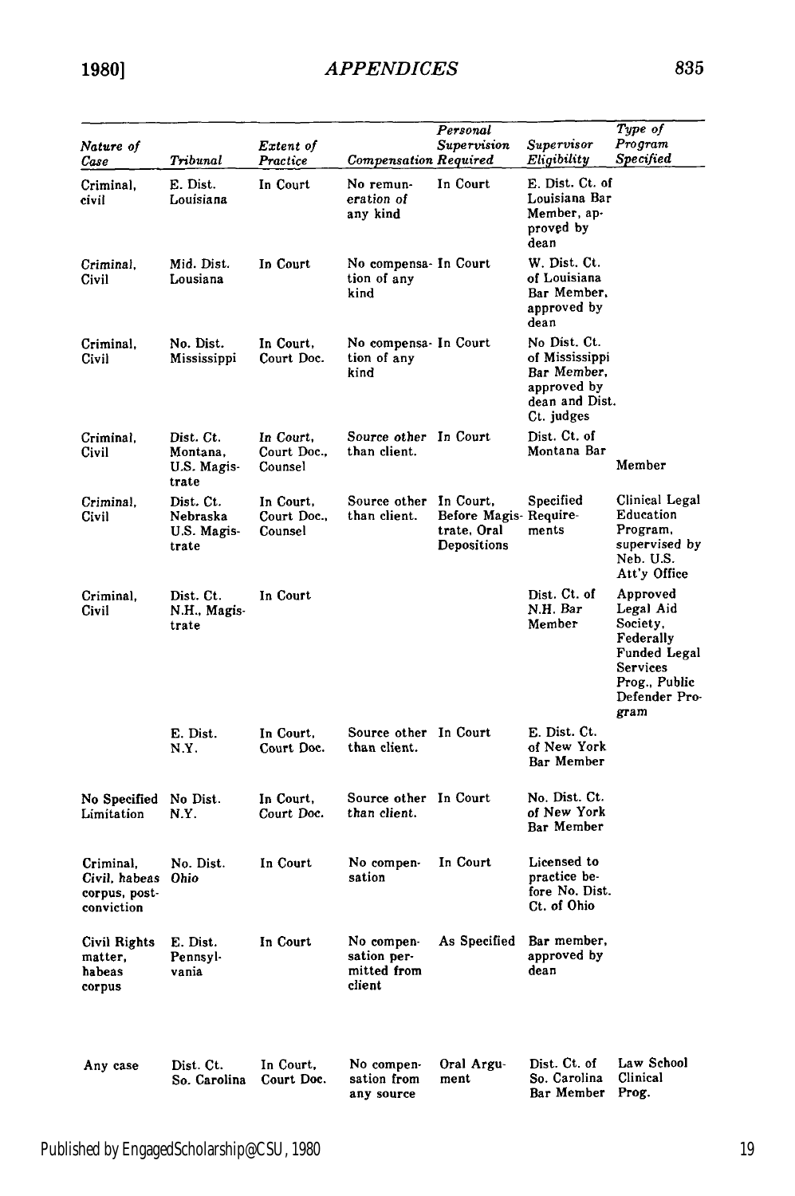| Nature of Case | Tribunal | Extent of Practice | Compensation | Personal Supervision Required | Supervisor Eligibility | Type of Program Specified |
|---|---|---|---|---|---|---|
| Criminal, civil | E. Dist. Louisiana | In Court | No remuneration of any kind | In Court | E. Dist. Ct. of Louisiana Bar Member, approved by dean | |
| Criminal, Civil | Mid. Dist. Lousiana | In Court | No compensation of any kind | In Court | W. Dist. Ct. of Louisiana Bar Member, approved by dean | |
| Criminal, Civil | No. Dist. Mississippi | In Court, Court Doc. | No compensation of any kind | In Court | No Dist. Ct. of Mississippi Bar Member, approved by dean and Dist. Ct. judges | |
| Criminal, Civil | Dist. Ct. Montana, U.S. Magistrate | In Court, Court Doc., Counsel | Source other than client. | In Court | Dist. Ct. of Montana Bar Member | |
| Criminal, Civil | Dist. Ct. Nebraska U.S. Magistrate | In Court, Court Doc., Counsel | Source other than client. | In Court, Before Magistrate, Oral Depositions | Specified Requirements | Clinical Legal Education Program, supervised by Neb. U.S. Att'y Office |
| Criminal, Civil | Dist. Ct. N.H., Magistrate | In Court | | | Dist. Ct. of N.H. Bar Member | Approved Legal Aid Society, Federally Funded Legal Services Prog., Public Defender Program |
| | E. Dist. N.Y. | In Court, Court Doc. | Source other than client. | In Court | E. Dist. Ct. of New York Bar Member | |
| No Specified Limitation | No Dist. N.Y. | In Court, Court Doc. | Source other than client. | In Court | No. Dist. Ct. of New York Bar Member | |
| Criminal, Civil, habeas corpus, post-conviction | No. Dist. Ohio | In Court | No compensation | In Court | Licensed to practice before No. Dist. Ct. of Ohio | |
| Civil Rights matter, habeas corpus | E. Dist. Pennsylvania | In Court | No compensation permitted from client | As Specified | Bar member, approved by dean | |
| Any case | Dist. Ct. So. Carolina | In Court, Court Doc. | No compensation from any source | Oral Argument | Dist. Ct. of So. Carolina Bar Member | Law School Clinical Prog. |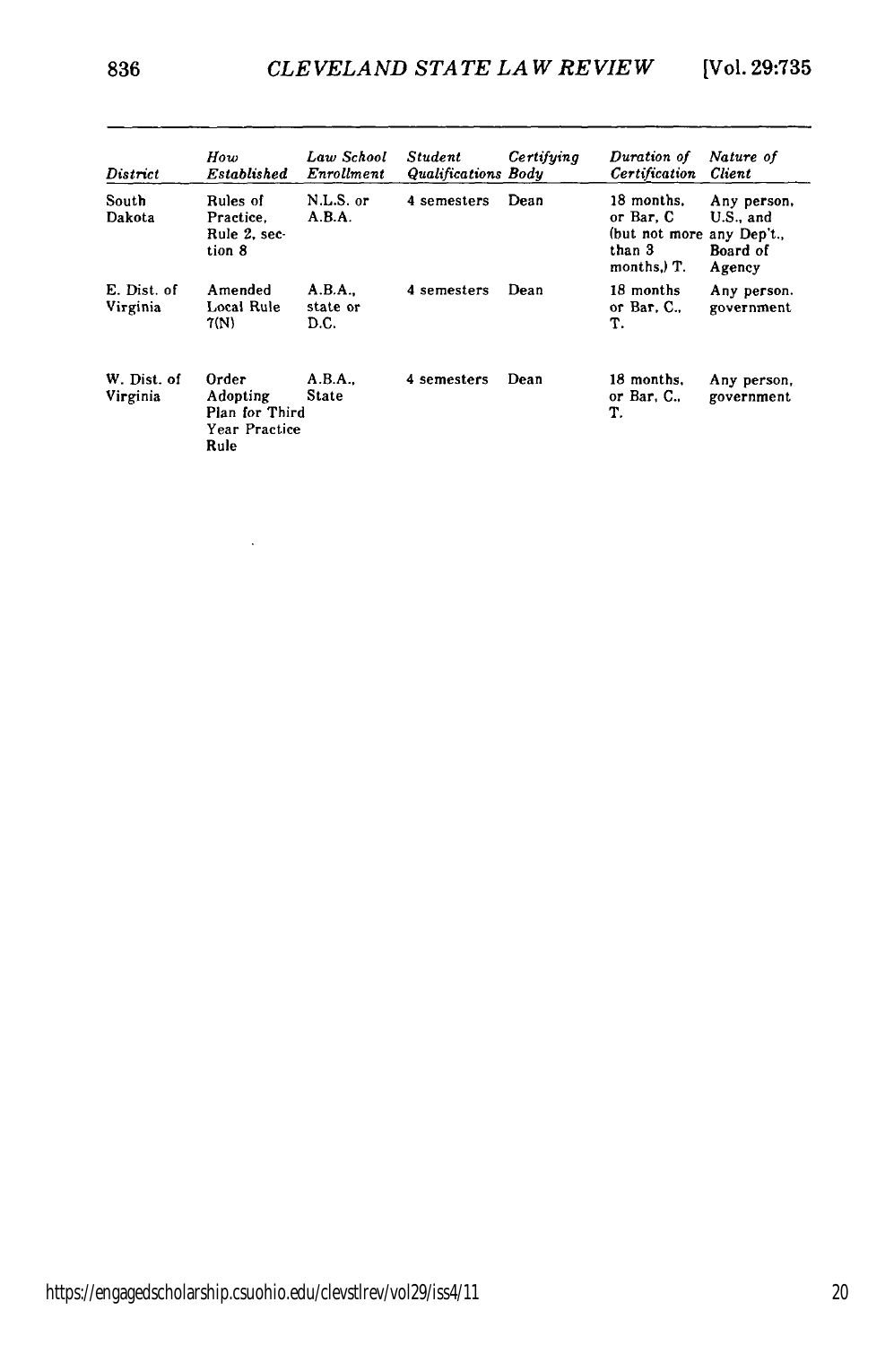| *District* | *How Established* | *Law School Enrollment* | *Student Qualifications* | *Certifying Body* | *Duration of Certification* | *Nature of Client* |
|---|---|---|---|---|---|---|
| South Dakota | Rules of Practice, Rule 2, section 8 | N.L.S. or A.B.A. | 4 semesters | Dean | 18 months, or Bar, C (but not more than 3 months,) T. | Any person, U.S., and any Dep't., Board of Agency |
| E. Dist. of Virginia | Amended Local Rule 7(N) | A.B.A., state or D.C. | 4 semesters | Dean | 18 months or Bar, C., T. | Any person. government |
| W. Dist. of Virginia | Order Adopting Plan for Third Year Practice Rule | A.B.A., State | 4 semesters | Dean | 18 months, or Bar, C., T. | Any person, government |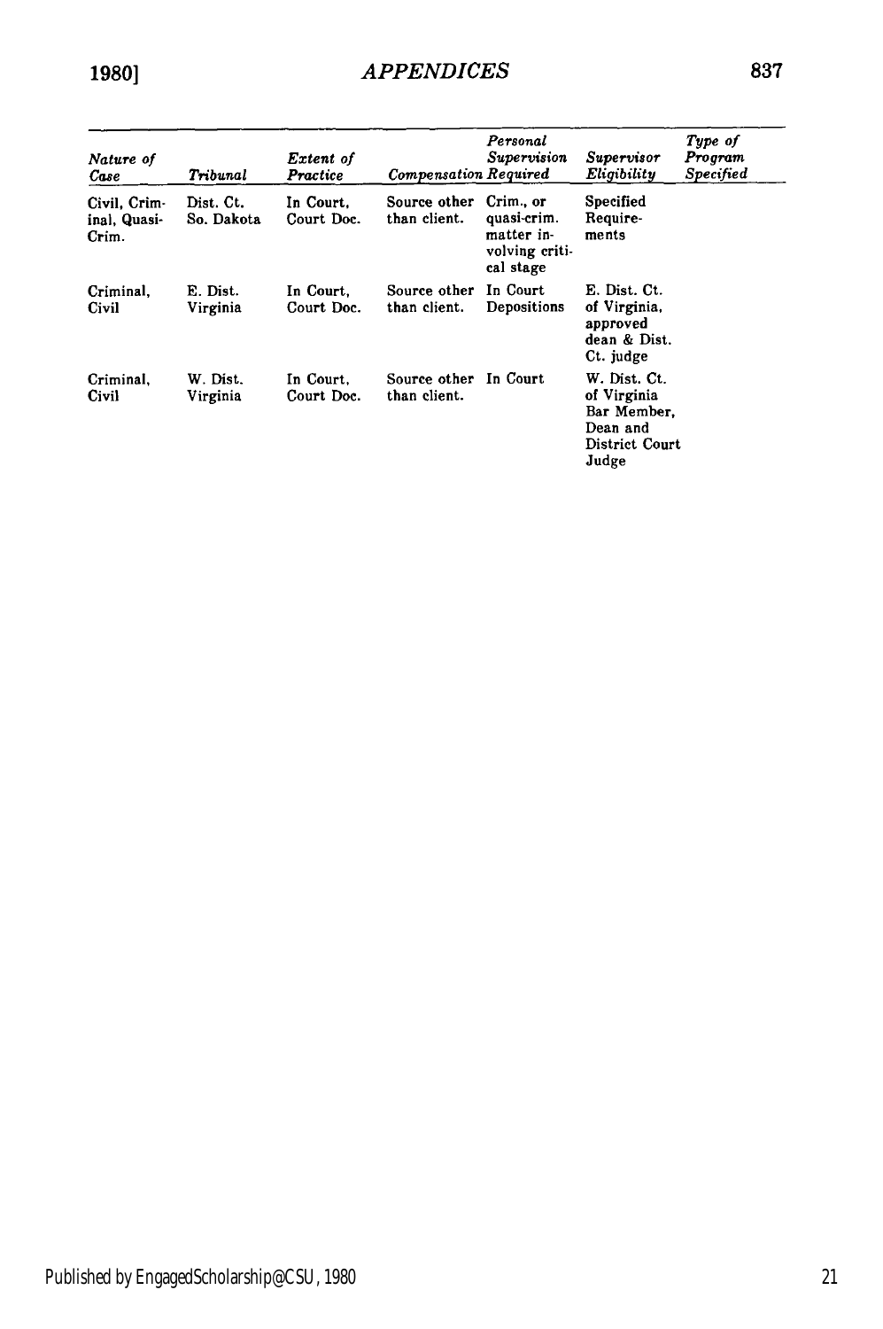| *Nature of Case* | *Tribunal* | *Extent of Practice* | *Compensation* | *Personal Supervision Required* | *Supervisor Eligibility* | *Type of Program Specified* |
|---|---|---|---|---|---|---|
| Civil, Criminal, Quasi-Crim. | Dist. Ct. So. Dakota | In Court, Court Doc. | Source other than client. | Crim., or quasi-crim. matter involving critical stage | Specified Requirements | |
| Criminal, Civil | E. Dist. Virginia | In Court, Court Doc. | Source other than client. | In Court Depositions | E. Dist. Ct. of Virginia, approved dean & Dist. Ct. judge | |
| Criminal, Civil | W. Dist. Virginia | In Court, Court Doc. | Source other than client. | In Court | W. Dist. Ct. of Virginia Bar Member, Dean and District Court Judge | |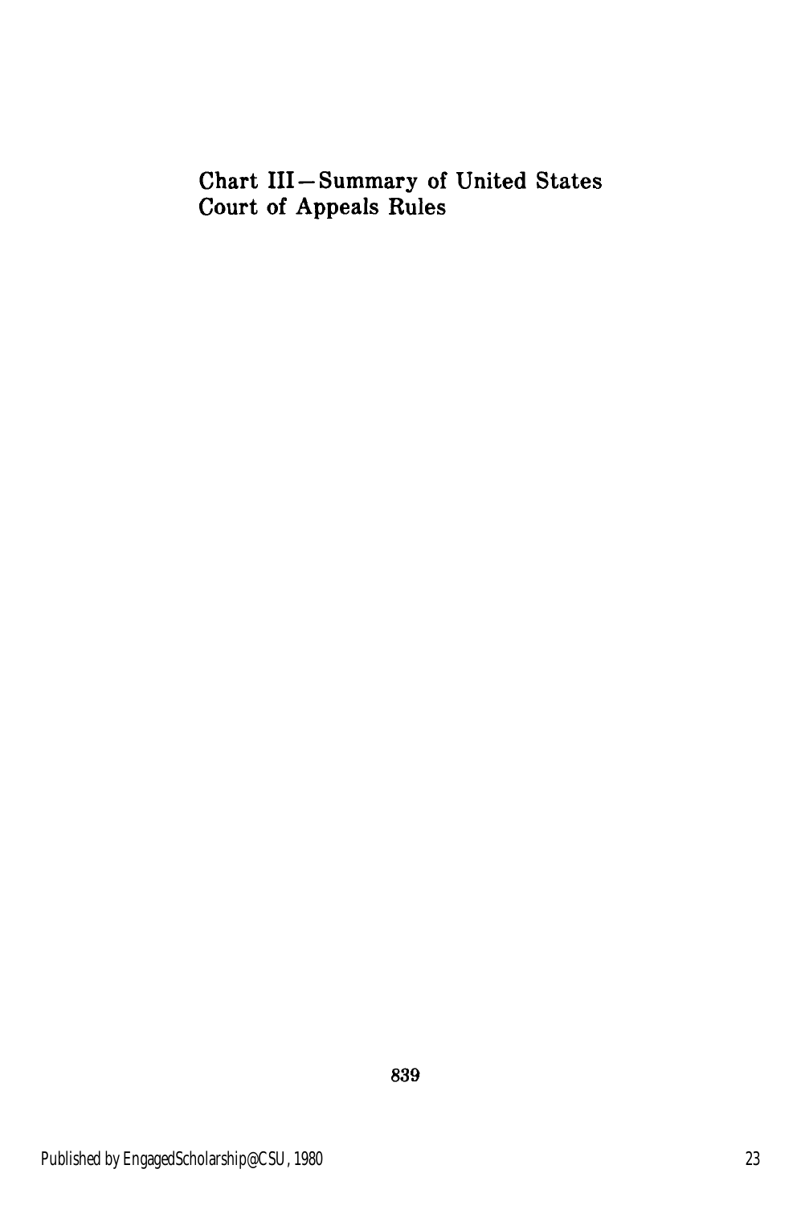## Chart III—Summary of United States Court of Appeals Rules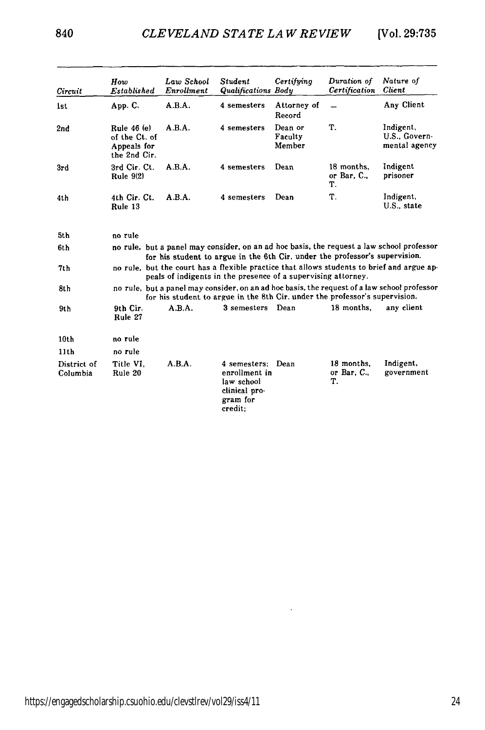| *Circuit* | *How Established* | *Law School Enrollment* | *Student Qualifications* | *Certifying Body* | *Duration of Certification* | *Nature of Client* |
|---|---|---|---|---|---|---|
| 1st | App. C. | A.B.A. | 4 semesters | Attorney of Record | — | Any Client |
| 2nd | Rule 46 (e) of the Ct. of Appeals for the 2nd Cir. | A.B.A. | 4 semesters | Dean or Faculty Member | T. | Indigent, U.S., Governmental agency |
| 3rd | 3rd Cir. Ct. Rule 9(2) | A.B.A. | 4 semesters | Dean | 18 months, or Bar, C., T. | Indigent prisoner |
| 4th | 4th Cir. Ct. Rule 13 | A.B.A. | 4 semesters | Dean | T. | Indigent, U.S., state |
| 5th | no rule | | | | | |
| 6th | no rule, but a panel may consider, on an ad hoc basis, the request a law school professor for his student to argue in the 6th Cir. under the professor's supervision. | | | | | |
| 7th | no rule, but the court has a flexible practice that allows students to brief and argue appeals of indigents in the presence of a supervising attorney. | | | | | |
| 8th | no rule, but a panel may consider, on an ad hoc basis, the request of a law school professor for his student to argue in the 8th Cir. under the professor's supervision. | | | | | |
| 9th | 9th Cir. Rule 27 | A.B.A. | 3 semesters | Dean | 18 months, | any client |
| 10th | no rule | | | | | |
| 11th | no rule | | | | | |
| District of Columbia | Title VI, Rule 20 | A.B.A. | 4 semesters; enrollment in law school clinical program for credit; | Dean | 18 months, or Bar, C., T. | Indigent, government |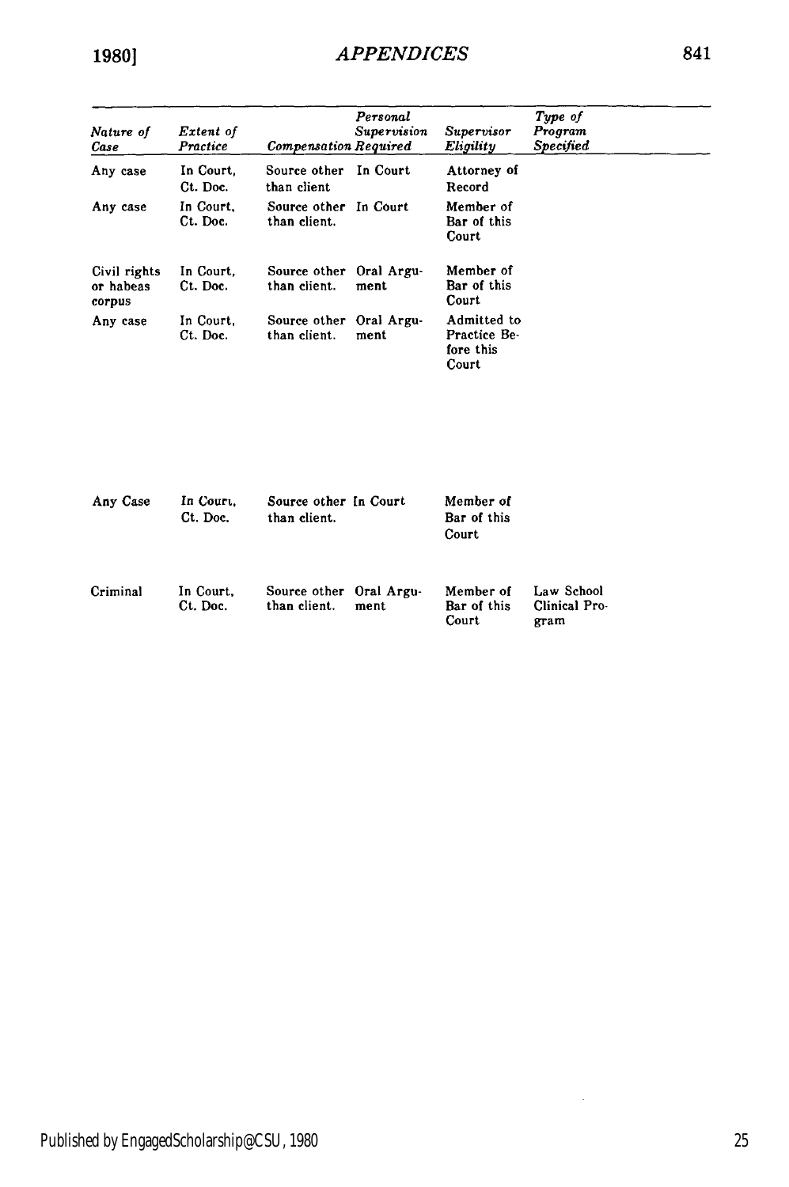| Nature of Case | Extent of Practice | Compensation | Personal Supervision Required | Supervisor Eligility | Type of Program Specified |
|---|---|---|---|---|---|
| Any case | In Court, Ct. Doc. | Source other than client | In Court | Attorney of Record | |
| Any case | In Court, Ct. Doc. | Source other than client. | In Court | Member of Bar of this Court | |
| Civil rights or habeas corpus | In Court, Ct. Doc. | Source other than client. | Oral Argument | Member of Bar of this Court | |
| Any case | In Court, Ct. Doc. | Source other than client. | Oral Argument | Admitted to Practice Before this Court | |
| Any Case | In Court, Ct. Doc. | Source other than client. | In Court | Member of Bar of this Court | |
| Criminal | In Court, Ct. Doc. | Source other than client. | Oral Argument | Member of Bar of this Court | Law School Clinical Program |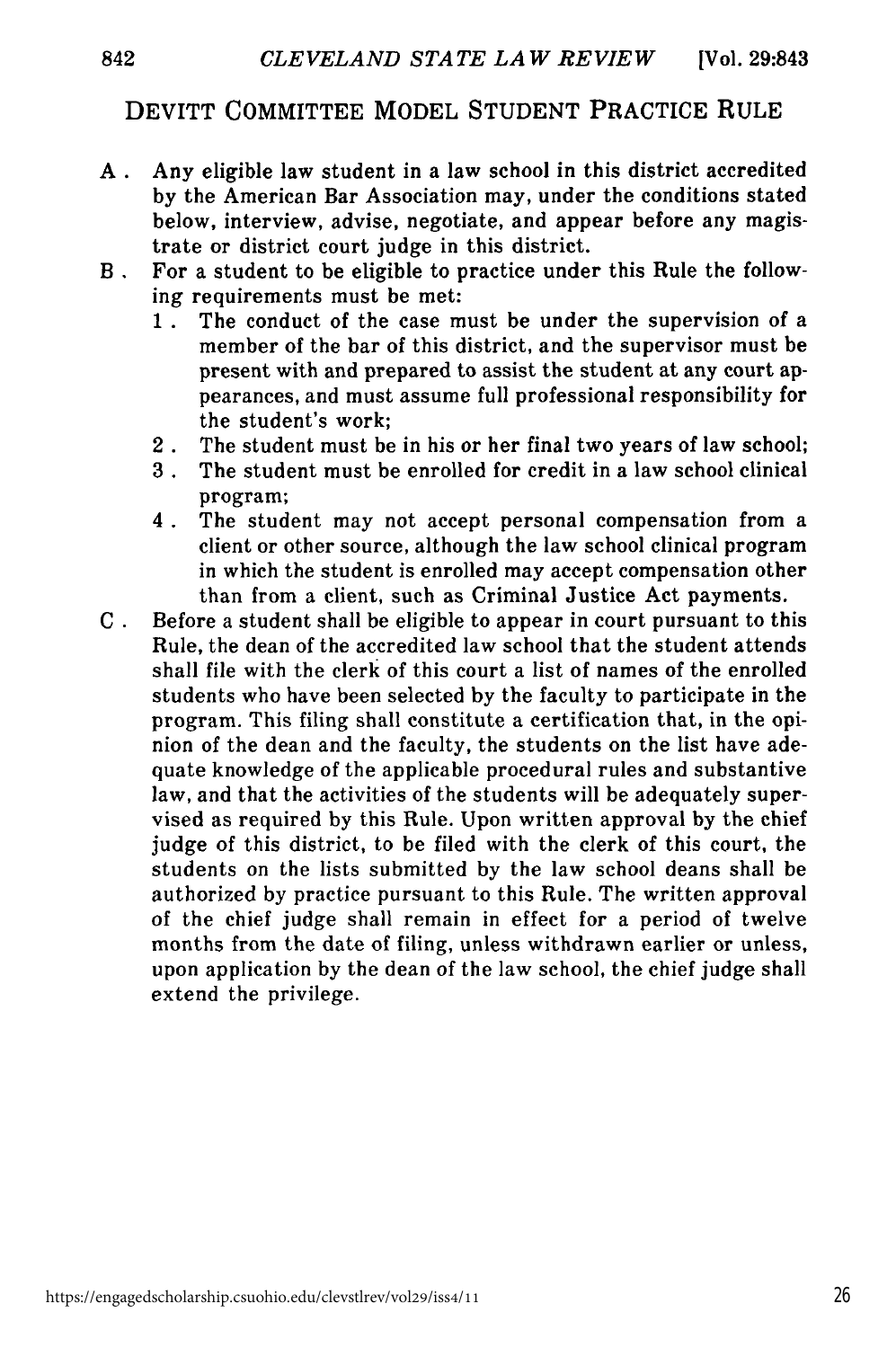## DEVITT COMMITTEE MODEL STUDENT PRACTICE RULE

A. Any eligible law student in a law school in this district accredited by the American Bar Association may, under the conditions stated below, interview, advise, negotiate, and appear before any magistrate or district court judge in this district.

B. For a student to be eligible to practice under this Rule the following requirements must be met:

   1. The conduct of the case must be under the supervision of a member of the bar of this district, and the supervisor must be present with and prepared to assist the student at any court appearances, and must assume full professional responsibility for the student's work;
   2. The student must be in his or her final two years of law school;
   3. The student must be enrolled for credit in a law school clinical program;
   4. The student may not accept personal compensation from a client or other source, although the law school clinical program in which the student is enrolled may accept compensation other than from a client, such as Criminal Justice Act payments.

C. Before a student shall be eligible to appear in court pursuant to this Rule, the dean of the accredited law school that the student attends shall file with the clerk of this court a list of names of the enrolled students who have been selected by the faculty to participate in the program. This filing shall constitute a certification that, in the opinion of the dean and the faculty, the students on the list have adequate knowledge of the applicable procedural rules and substantive law, and that the activities of the students will be adequately supervised as required by this Rule. Upon written approval by the chief judge of this district, to be filed with the clerk of this court, the students on the lists submitted by the law school deans shall be authorized by practice pursuant to this Rule. The written approval of the chief judge shall remain in effect for a period of twelve months from the date of filing, unless withdrawn earlier or unless, upon application by the dean of the law school, the chief judge shall extend the privilege.